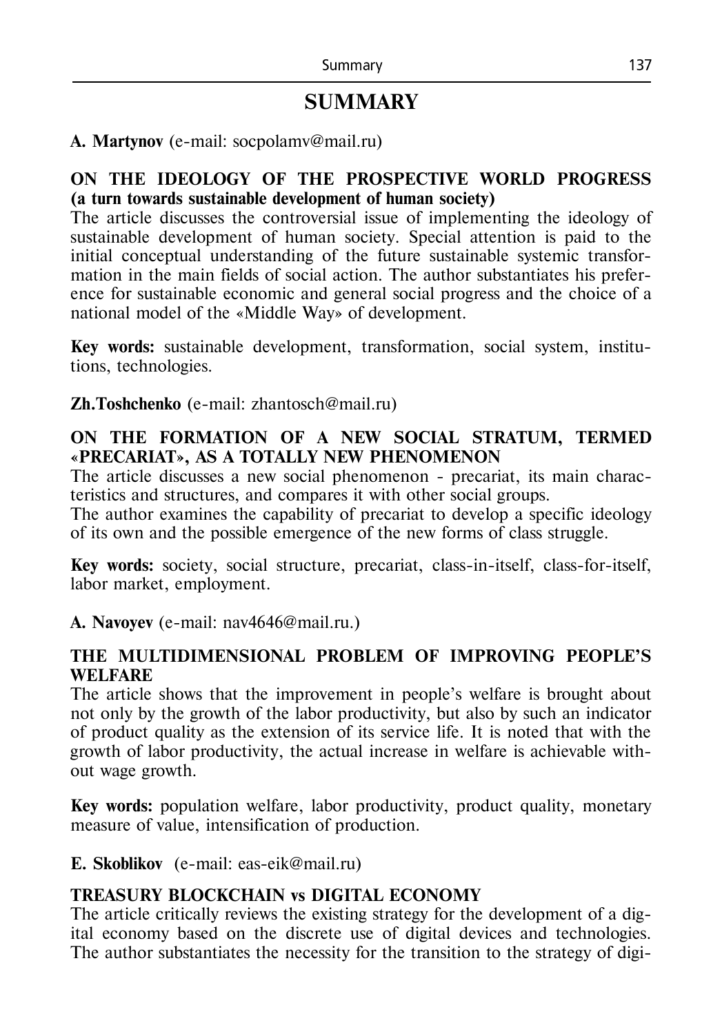# SUMMARY

**A. Martynov** (e-mail: socpolamv@mail.ru)

**ON THE IDEOLOGY OF THE PROSPECTIVE WORLD PROGRESS (a turn towards sustainable development of human society)**

The article discusses the controversial issue of implementing the ideology of sustainable development of human society. Special attention is paid to the initial conceptual understanding of the future sustainable systemic transformation in the main fields of social action. The author substantiates his preference for sustainable economic and general social progress and the choice of a national model of the «Middle Way» of development.

**Key words:** sustainable development, transformation, social system, institutions, technologies.

**Zh.Toshchenko** (e-mail: zhantosch@mail.ru)

**ON THE FORMATION OF A NEW SOCIAL STRATUM, TERMED «PRECARIAT», AS A TOTALLY NEW PHENOMENON**

The article discusses a new social phenomenon - precariat, its main characteristics and structures, and compares it with other social groups.

The author examines the capability of precariat to develop a specific ideology of its own and the possible emergence of the new forms of class struggle.

**Key words:** society, social structure, precariat, class-in-itself, class-for-itself, labor market, employment.

**A. Navoyev** (e-mail: nav4646@mail.ru.)

**THE MULTIDIMENSIONAL PROBLEM OF IMPROVING PEOPLE'S WELFARE**

The article shows that the improvement in people's welfare is brought about not only by the growth of the labor productivity, but also by such an indicator of product quality as the extension of its service life. It is noted that with the growth of labor productivity, the actual increase in welfare is achievable without wage growth.

**Key words:** population welfare, labor productivity, product quality, monetary measure of value, intensification of production.

**E. Skoblikov** (e-mail: eas-eik@mail.ru)

**TREASURY BLOCKCHAIN vs DIGITAL ECONOMY**

The article critically reviews the existing strategy for the development of a digital economy based on the discrete use of digital devices and technologies. The author substantiates the necessity for the transition to the strategy of digi-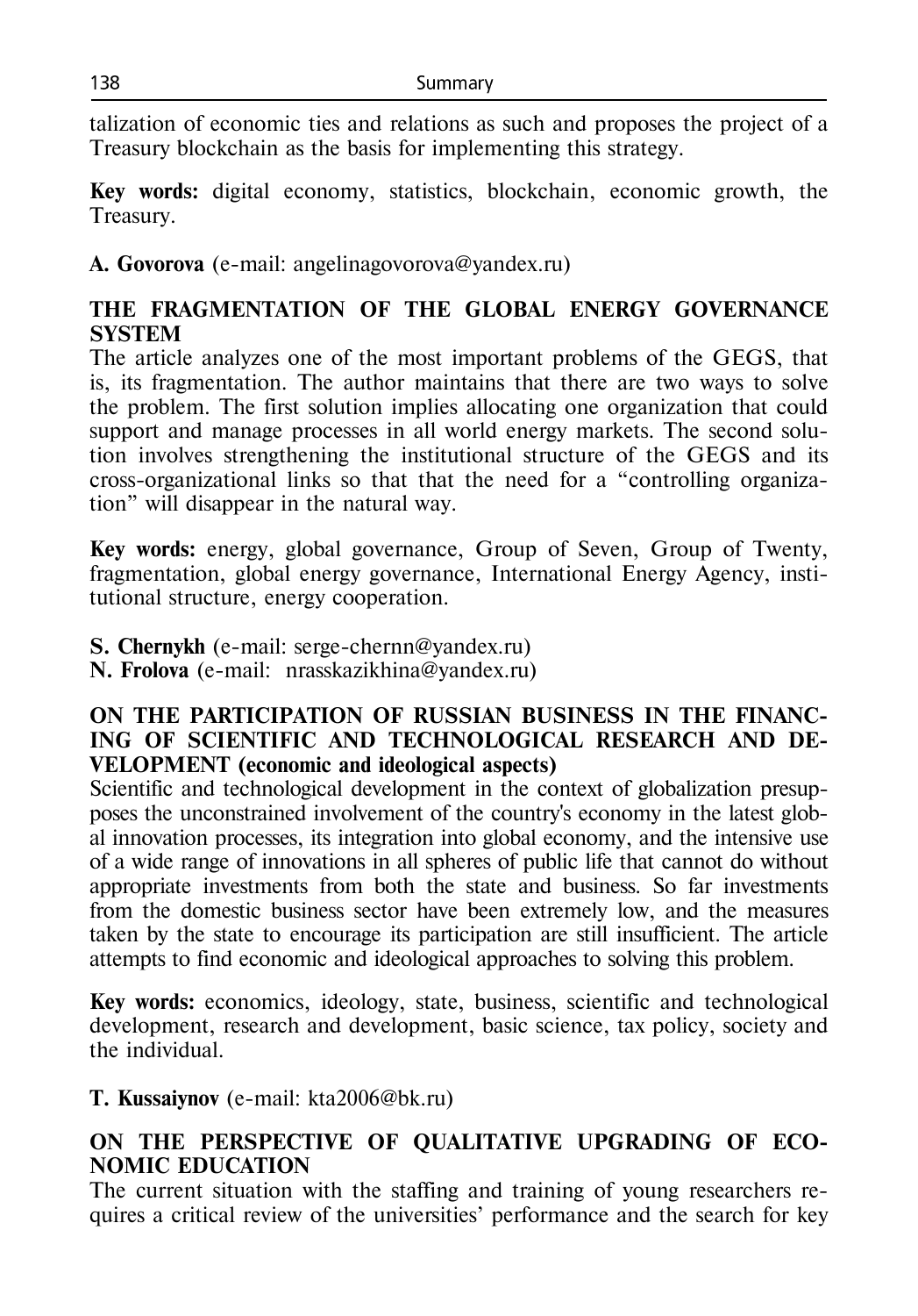talization of economic ties and relations as such and proposes the project of a Treasury blockchain as the basis for implementing this strategy.

**Key words:** digital economy, statistics, blockchain, economic growth, the Treasury.

**A. Govorova** (e-mail: angelinagovorova@yandex.ru)

**THE FRAGMENTATION OF THE GLOBAL ENERGY GOVERNANCE SYSTEM**

The article analyzes one of the most important problems of the GEGS, that is, its fragmentation. The author maintains that there are two ways to solve the problem. The first solution implies allocating one organization that could support and manage processes in all world energy markets. The second solution involves strengthening the institutional structure of the GEGS and its cross-organizational links so that that the need for a "controlling organization" will disappear in the natural way.

**Key words:** energy, global governance, Group of Seven, Group of Twenty, fragmentation, global energy governance, International Energy Agency, institutional structure, energy cooperation.

**S. Chernykh** (e-mail: serge-chernn@yandex.ru)
**N. Frolova** (e-mail: nrasskazikhina@yandex.ru)

**ON THE PARTICIPATION OF RUSSIAN BUSINESS IN THE FINANCING OF SCIENTIFIC AND TECHNOLOGICAL RESEARCH AND DEVELOPMENT (economic and ideological aspects)**

Scientific and technological development in the context of globalization presupposes the unconstrained involvement of the country's economy in the latest global innovation processes, its integration into global economy, and the intensive use of a wide range of innovations in all spheres of public life that cannot do without appropriate investments from both the state and business. So far investments from the domestic business sector have been extremely low, and the measures taken by the state to encourage its participation are still insufficient. The article attempts to find economic and ideological approaches to solving this problem.

**Key words:** economics, ideology, state, business, scientific and technological development, research and development, basic science, tax policy, society and the individual.

**T. Kussaiynov** (e-mail: kta2006@bk.ru)

**ON THE PERSPECTIVE OF QUALITATIVE UPGRADING OF ECONOMIC EDUCATION**

The current situation with the staffing and training of young researchers requires a critical review of the universities' performance and the search for key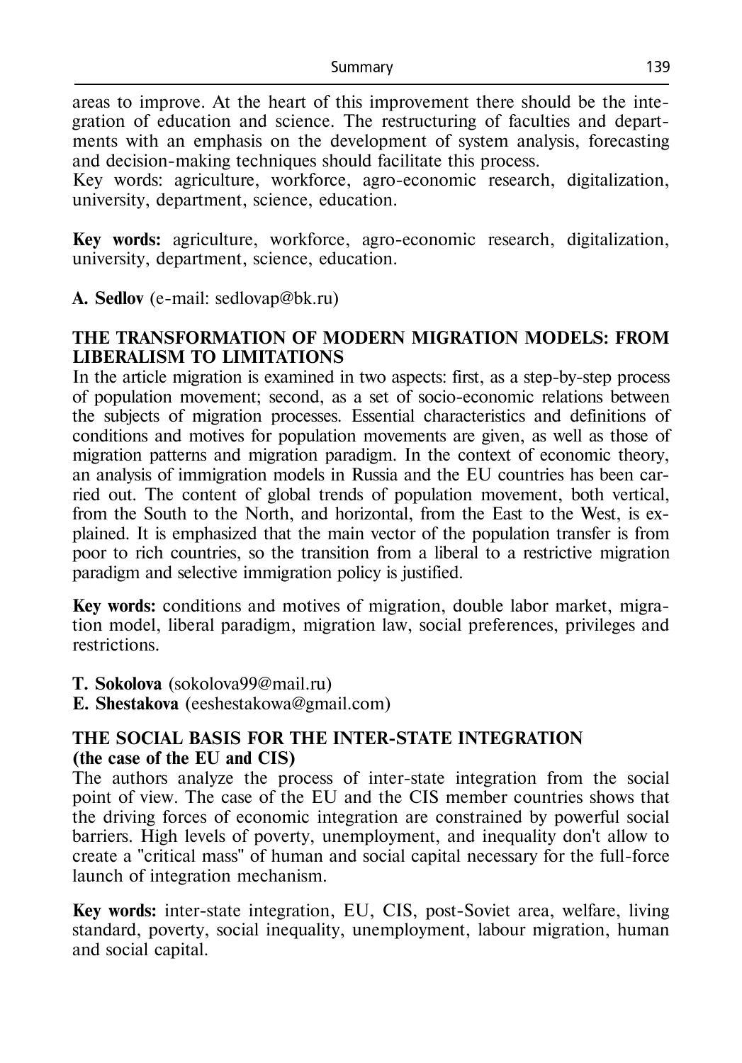areas to improve. At the heart of this improvement there should be the integration of education and science. The restructuring of faculties and departments with an emphasis on the development of system analysis, forecasting and decision-making techniques should facilitate this process.
Key words: agriculture, workforce, agro-economic research, digitalization, university, department, science, education.

**Key words:** agriculture, workforce, agro-economic research, digitalization, university, department, science, education.

**A. Sedlov** (e-mail: sedlovap@bk.ru)

**THE TRANSFORMATION OF MODERN MIGRATION MODELS: FROM LIBERALISM TO LIMITATIONS**

In the article migration is examined in two aspects: first, as a step-by-step process of population movement; second, as a set of socio-economic relations between the subjects of migration processes. Essential characteristics and definitions of conditions and motives for population movements are given, as well as those of migration patterns and migration paradigm. In the context of economic theory, an analysis of immigration models in Russia and the EU countries has been carried out. The content of global trends of population movement, both vertical, from the South to the North, and horizontal, from the East to the West, is explained. It is emphasized that the main vector of the population transfer is from poor to rich countries, so the transition from a liberal to a restrictive migration paradigm and selective immigration policy is justified.

**Key words:** conditions and motives of migration, double labor market, migration model, liberal paradigm, migration law, social preferences, privileges and restrictions.

**T. Sokolova** (sokolova99@mail.ru)
**E. Shestakova** (eeshestakowa@gmail.com)

**THE SOCIAL BASIS FOR THE INTER-STATE INTEGRATION (the case of the EU and CIS)**

The authors analyze the process of inter-state integration from the social point of view. The case of the EU and the CIS member countries shows that the driving forces of economic integration are constrained by powerful social barriers. High levels of poverty, unemployment, and inequality don't allow to create a "critical mass" of human and social capital necessary for the full-force launch of integration mechanism.

**Key words:** inter-state integration, EU, CIS, post-Soviet area, welfare, living standard, poverty, social inequality, unemployment, labour migration, human and social capital.